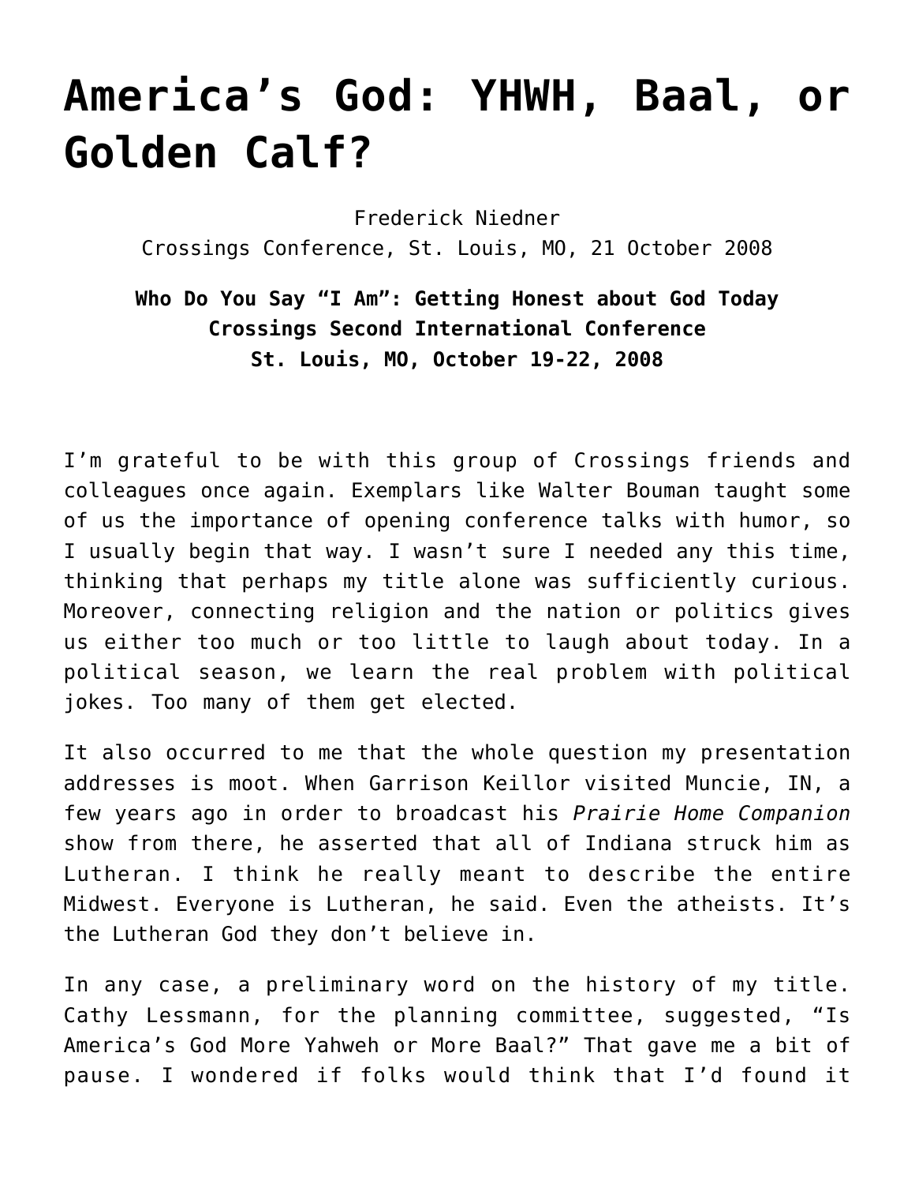# America's God: YHWH, Baal, or Golden Calf?

Frederick Niedner
Crossings Conference, St. Louis, MO, 21 October 2008

**Who Do You Say "I Am": Getting Honest about God Today**
**Crossings Second International Conference**
**St. Louis, MO, October 19-22, 2008**

I'm grateful to be with this group of Crossings friends and colleagues once again. Exemplars like Walter Bouman taught some of us the importance of opening conference talks with humor, so I usually begin that way. I wasn't sure I needed any this time, thinking that perhaps my title alone was sufficiently curious. Moreover, connecting religion and the nation or politics gives us either too much or too little to laugh about today. In a political season, we learn the real problem with political jokes. Too many of them get elected.

It also occurred to me that the whole question my presentation addresses is moot. When Garrison Keillor visited Muncie, IN, a few years ago in order to broadcast his *Prairie Home Companion* show from there, he asserted that all of Indiana struck him as Lutheran. I think he really meant to describe the entire Midwest. Everyone is Lutheran, he said. Even the atheists. It's the Lutheran God they don't believe in.

In any case, a preliminary word on the history of my title. Cathy Lessmann, for the planning committee, suggested, "Is America's God More Yahweh or More Baal?" That gave me a bit of pause. I wondered if folks would think that I'd found it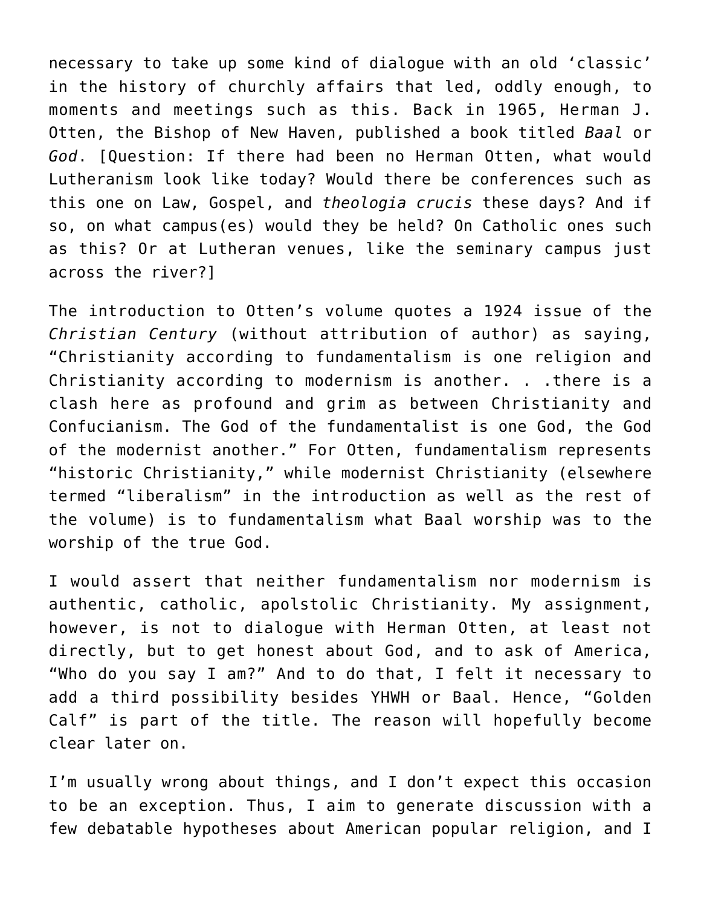necessary to take up some kind of dialogue with an old 'classic' in the history of churchly affairs that led, oddly enough, to moments and meetings such as this. Back in 1965, Herman J. Otten, the Bishop of New Haven, published a book titled *Baal* or *God*. [Question: If there had been no Herman Otten, what would Lutheranism look like today? Would there be conferences such as this one on Law, Gospel, and *theologia crucis* these days? And if so, on what campus(es) would they be held? On Catholic ones such as this? Or at Lutheran venues, like the seminary campus just across the river?]

The introduction to Otten's volume quotes a 1924 issue of the *Christian Century* (without attribution of author) as saying, "Christianity according to fundamentalism is one religion and Christianity according to modernism is another. . .there is a clash here as profound and grim as between Christianity and Confucianism. The God of the fundamentalist is one God, the God of the modernist another." For Otten, fundamentalism represents "historic Christianity," while modernist Christianity (elsewhere termed "liberalism" in the introduction as well as the rest of the volume) is to fundamentalism what Baal worship was to the worship of the true God.

I would assert that neither fundamentalism nor modernism is authentic, catholic, apolstolic Christianity. My assignment, however, is not to dialogue with Herman Otten, at least not directly, but to get honest about God, and to ask of America, "Who do you say I am?" And to do that, I felt it necessary to add a third possibility besides YHWH or Baal. Hence, "Golden Calf" is part of the title. The reason will hopefully become clear later on.

I'm usually wrong about things, and I don't expect this occasion to be an exception. Thus, I aim to generate discussion with a few debatable hypotheses about American popular religion, and I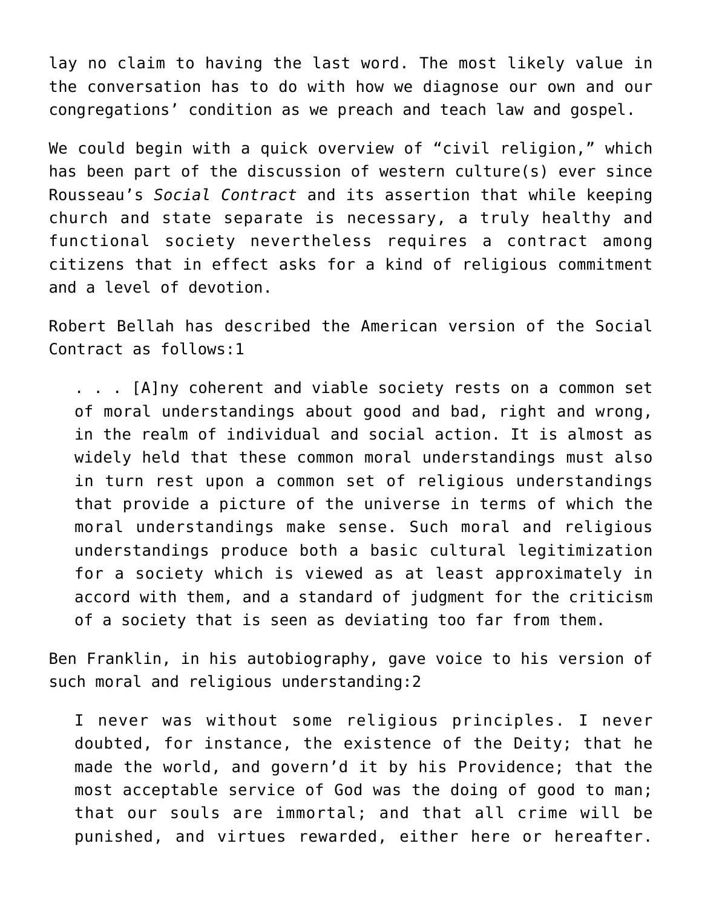lay no claim to having the last word. The most likely value in the conversation has to do with how we diagnose our own and our congregations' condition as we preach and teach law and gospel.

We could begin with a quick overview of "civil religion," which has been part of the discussion of western culture(s) ever since Rousseau's *Social Contract* and its assertion that while keeping church and state separate is necessary, a truly healthy and functional society nevertheless requires a contract among citizens that in effect asks for a kind of religious commitment and a level of devotion.

Robert Bellah has described the American version of the Social Contract as follows:[1]

> . . . [A]ny coherent and viable society rests on a common set of moral understandings about good and bad, right and wrong, in the realm of individual and social action. It is almost as widely held that these common moral understandings must also in turn rest upon a common set of religious understandings that provide a picture of the universe in terms of which the moral understandings make sense. Such moral and religious understandings produce both a basic cultural legitimization for a society which is viewed as at least approximately in accord with them, and a standard of judgment for the criticism of a society that is seen as deviating too far from them.

Ben Franklin, in his autobiography, gave voice to his version of such moral and religious understanding:[2]

> I never was without some religious principles. I never doubted, for instance, the existence of the Deity; that he made the world, and govern'd it by his Providence; that the most acceptable service of God was the doing of good to man; that our souls are immortal; and that all crime will be punished, and virtues rewarded, either here or hereafter.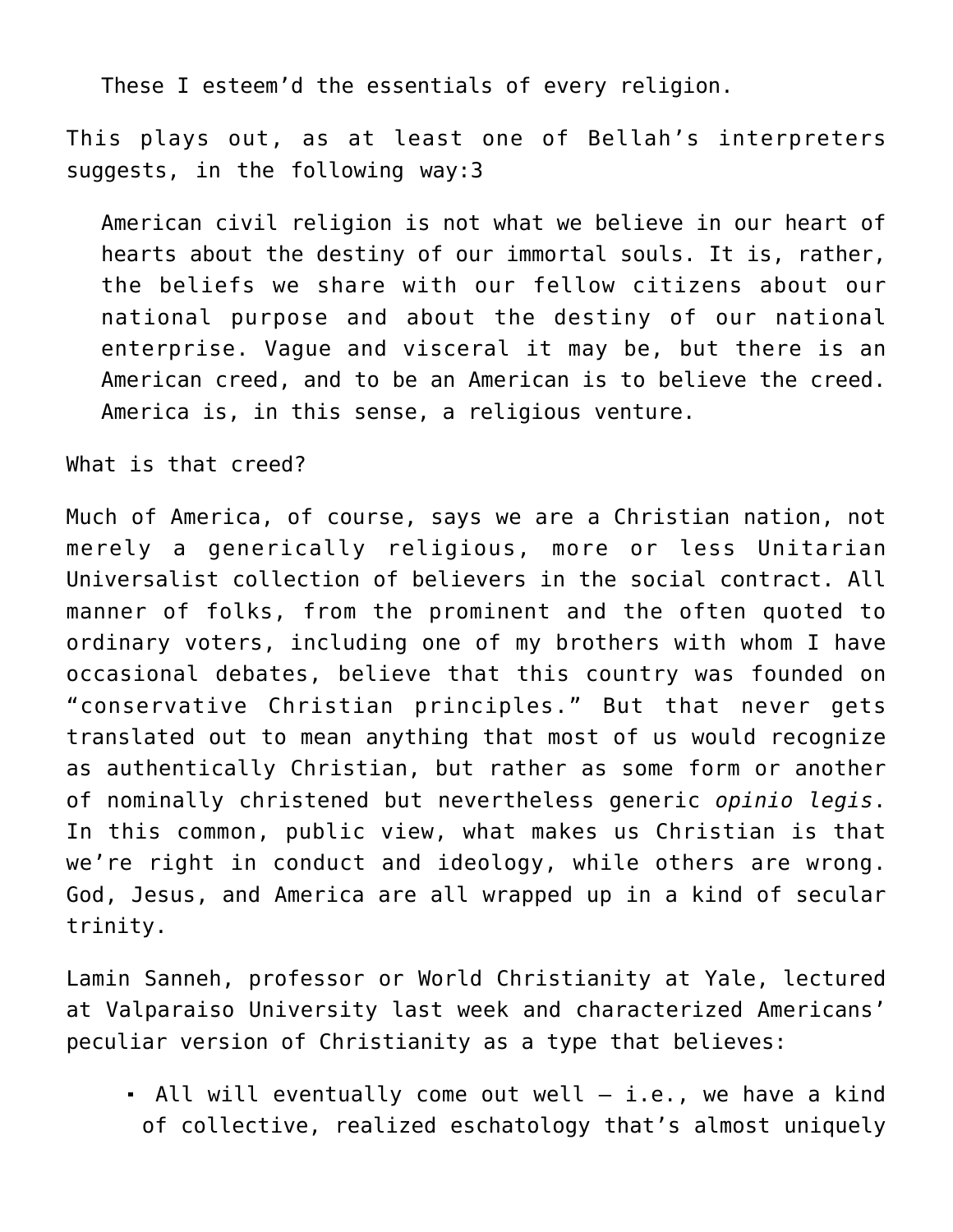> These I esteem'd the essentials of every religion.

This plays out, as at least one of Bellah's interpreters suggests, in the following way:3

> American civil religion is not what we believe in our heart of hearts about the destiny of our immortal souls. It is, rather, the beliefs we share with our fellow citizens about our national purpose and about the destiny of our national enterprise. Vague and visceral it may be, but there is an American creed, and to be an American is to believe the creed. America is, in this sense, a religious venture.

What is that creed?

Much of America, of course, says we are a Christian nation, not merely a generically religious, more or less Unitarian Universalist collection of believers in the social contract. All manner of folks, from the prominent and the often quoted to ordinary voters, including one of my brothers with whom I have occasional debates, believe that this country was founded on "conservative Christian principles." But that never gets translated out to mean anything that most of us would recognize as authentically Christian, but rather as some form or another of nominally christened but nevertheless generic *opinio legis*. In this common, public view, what makes us Christian is that we're right in conduct and ideology, while others are wrong. God, Jesus, and America are all wrapped up in a kind of secular trinity.

Lamin Sanneh, professor or World Christianity at Yale, lectured at Valparaiso University last week and characterized Americans' peculiar version of Christianity as a type that believes:

- All will eventually come out well — i.e., we have a kind of collective, realized eschatology that's almost uniquely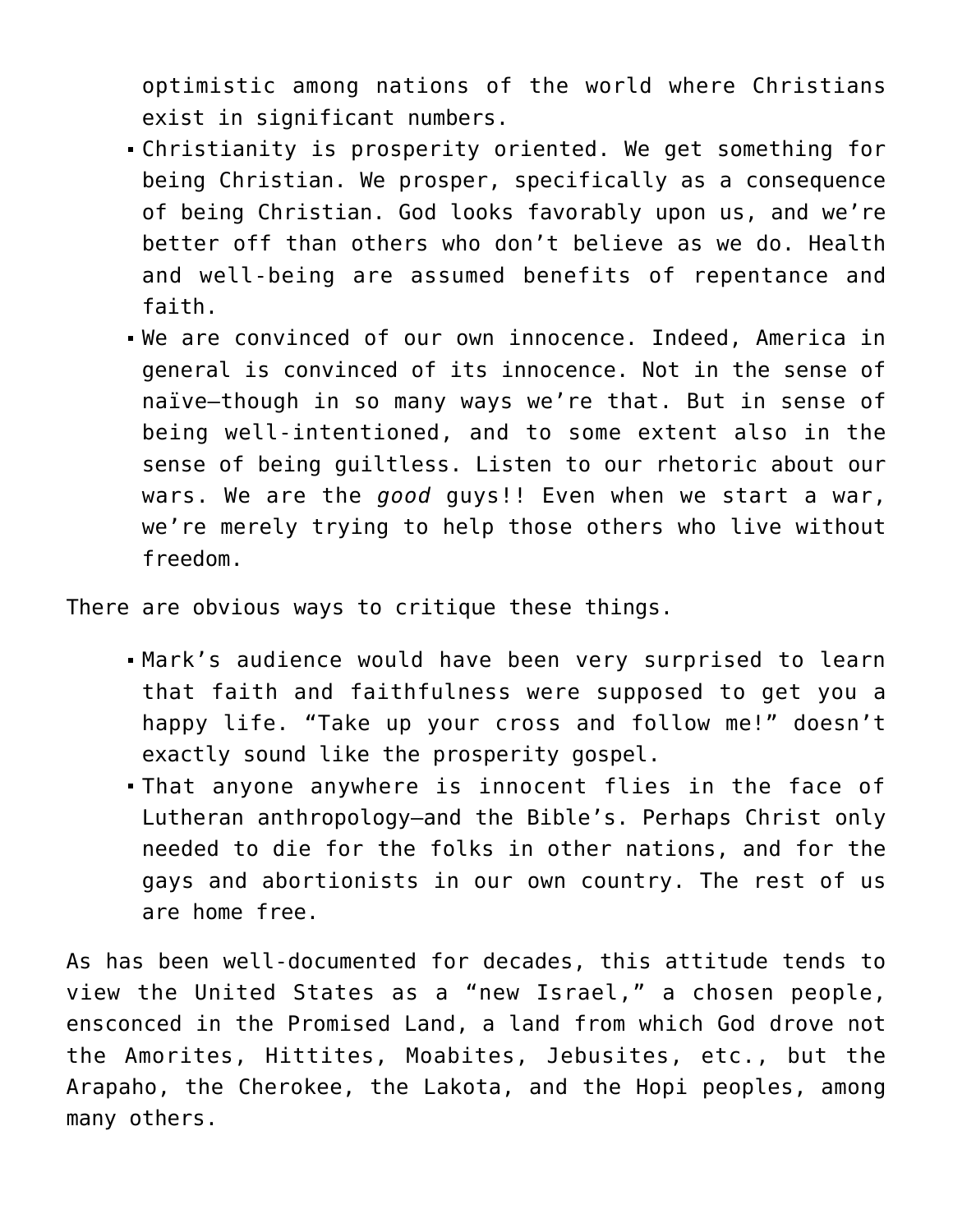optimistic among nations of the world where Christians exist in significant numbers.

- Christianity is prosperity oriented. We get something for being Christian. We prosper, specifically as a consequence of being Christian. God looks favorably upon us, and we're better off than others who don't believe as we do. Health and well-being are assumed benefits of repentance and faith.
- We are convinced of our own innocence. Indeed, America in general is convinced of its innocence. Not in the sense of naïve—though in so many ways we're that. But in sense of being well-intentioned, and to some extent also in the sense of being guiltless. Listen to our rhetoric about our wars. We are the *good* guys!! Even when we start a war, we're merely trying to help those others who live without freedom.

There are obvious ways to critique these things.

- Mark's audience would have been very surprised to learn that faith and faithfulness were supposed to get you a happy life. "Take up your cross and follow me!" doesn't exactly sound like the prosperity gospel.
- That anyone anywhere is innocent flies in the face of Lutheran anthropology—and the Bible's. Perhaps Christ only needed to die for the folks in other nations, and for the gays and abortionists in our own country. The rest of us are home free.

As has been well-documented for decades, this attitude tends to view the United States as a "new Israel," a chosen people, ensconced in the Promised Land, a land from which God drove not the Amorites, Hittites, Moabites, Jebusites, etc., but the Arapaho, the Cherokee, the Lakota, and the Hopi peoples, among many others.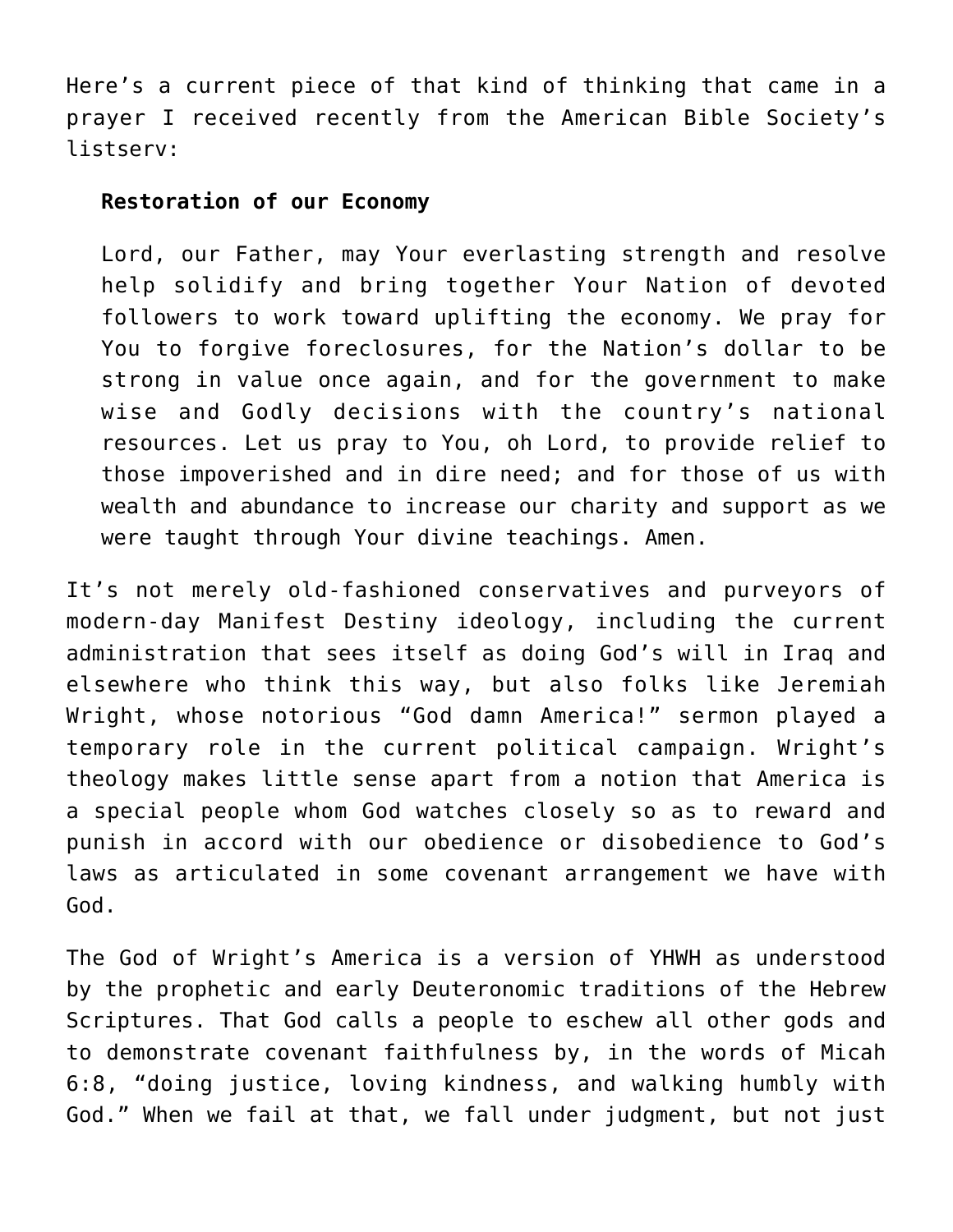Here's a current piece of that kind of thinking that came in a prayer I received recently from the American Bible Society's listserv:

> **Restoration of our Economy**
>
> Lord, our Father, may Your everlasting strength and resolve help solidify and bring together Your Nation of devoted followers to work toward uplifting the economy. We pray for You to forgive foreclosures, for the Nation's dollar to be strong in value once again, and for the government to make wise and Godly decisions with the country's national resources. Let us pray to You, oh Lord, to provide relief to those impoverished and in dire need; and for those of us with wealth and abundance to increase our charity and support as we were taught through Your divine teachings. Amen.

It's not merely old-fashioned conservatives and purveyors of modern-day Manifest Destiny ideology, including the current administration that sees itself as doing God's will in Iraq and elsewhere who think this way, but also folks like Jeremiah Wright, whose notorious "God damn America!" sermon played a temporary role in the current political campaign. Wright's theology makes little sense apart from a notion that America is a special people whom God watches closely so as to reward and punish in accord with our obedience or disobedience to God's laws as articulated in some covenant arrangement we have with God.

The God of Wright's America is a version of YHWH as understood by the prophetic and early Deuteronomic traditions of the Hebrew Scriptures. That God calls a people to eschew all other gods and to demonstrate covenant faithfulness by, in the words of Micah 6:8, "doing justice, loving kindness, and walking humbly with God." When we fail at that, we fall under judgment, but not just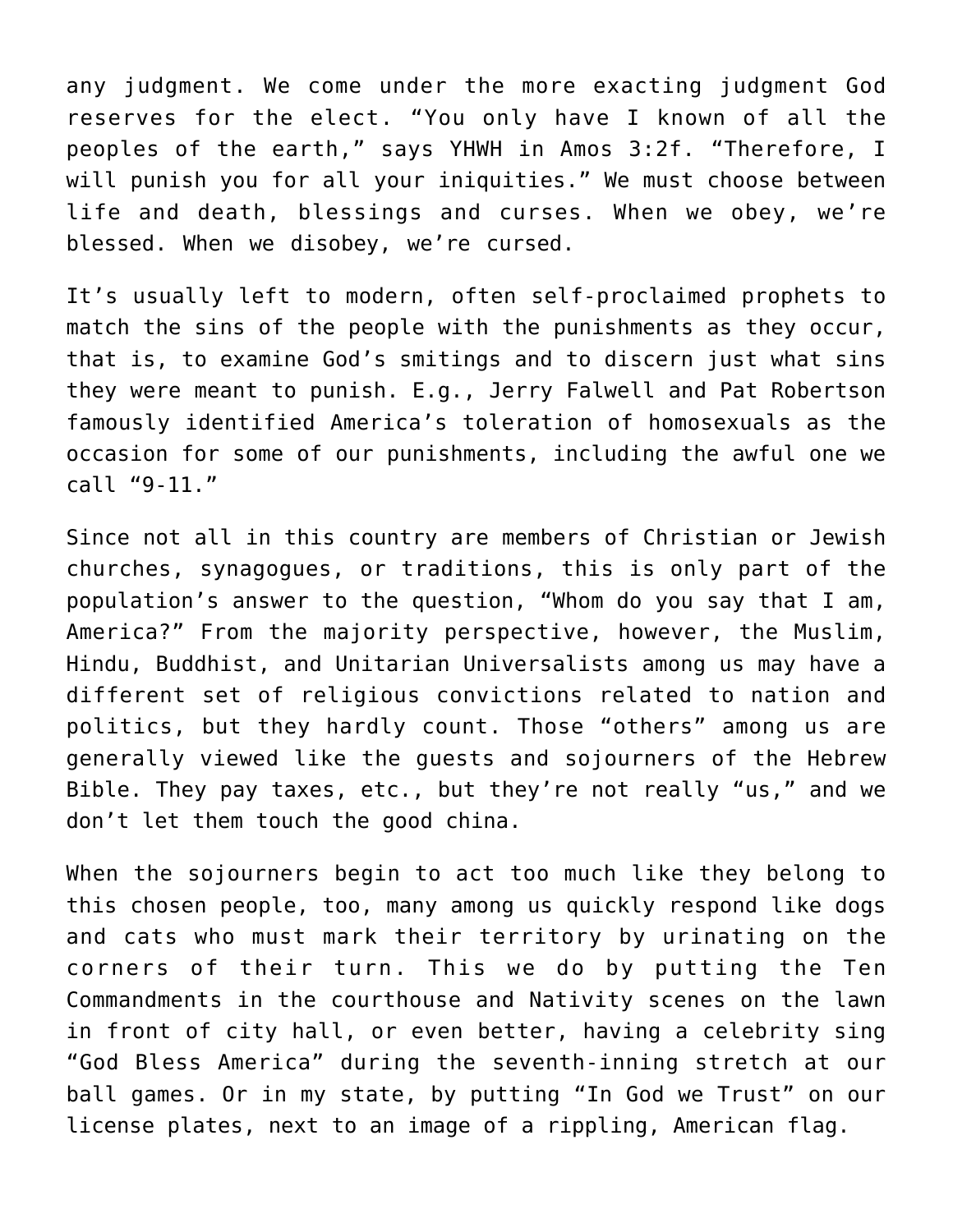any judgment. We come under the more exacting judgment God reserves for the elect. “You only have I known of all the peoples of the earth,” says YHWH in Amos 3:2f. “Therefore, I will punish you for all your iniquities.” We must choose between life and death, blessings and curses. When we obey, we’re blessed. When we disobey, we’re cursed.

It’s usually left to modern, often self-proclaimed prophets to match the sins of the people with the punishments as they occur, that is, to examine God’s smitings and to discern just what sins they were meant to punish. E.g., Jerry Falwell and Pat Robertson famously identified America’s toleration of homosexuals as the occasion for some of our punishments, including the awful one we call “9-11.”

Since not all in this country are members of Christian or Jewish churches, synagogues, or traditions, this is only part of the population’s answer to the question, “Whom do you say that I am, America?” From the majority perspective, however, the Muslim, Hindu, Buddhist, and Unitarian Universalists among us may have a different set of religious convictions related to nation and politics, but they hardly count. Those “others” among us are generally viewed like the guests and sojourners of the Hebrew Bible. They pay taxes, etc., but they’re not really “us,” and we don’t let them touch the good china.

When the sojourners begin to act too much like they belong to this chosen people, too, many among us quickly respond like dogs and cats who must mark their territory by urinating on the corners of their turn. This we do by putting the Ten Commandments in the courthouse and Nativity scenes on the lawn in front of city hall, or even better, having a celebrity sing “God Bless America” during the seventh-inning stretch at our ball games. Or in my state, by putting “In God we Trust” on our license plates, next to an image of a rippling, American flag.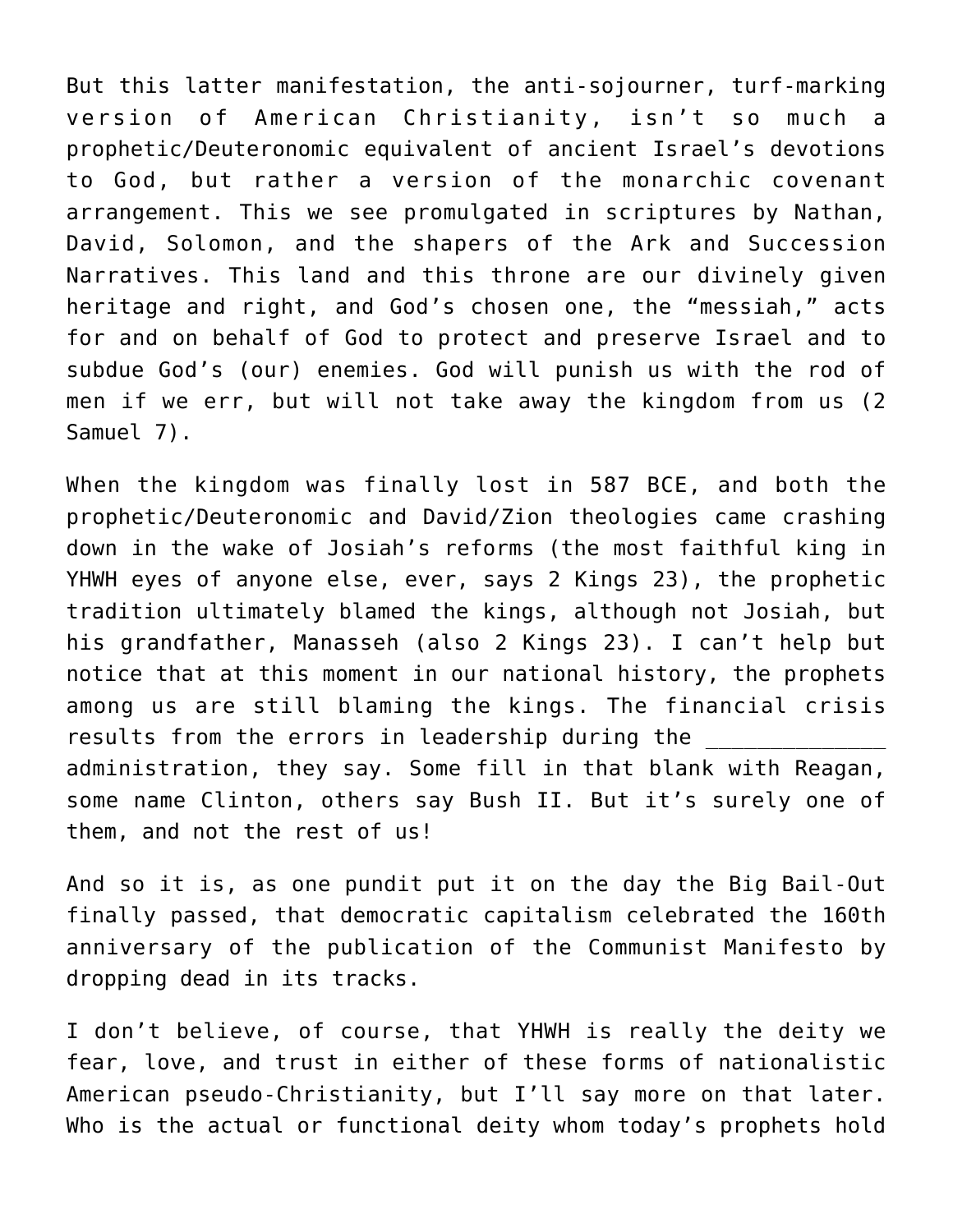But this latter manifestation, the anti-sojourner, turf-marking version of American Christianity, isn't so much a prophetic/Deuteronomic equivalent of ancient Israel's devotions to God, but rather a version of the monarchic covenant arrangement. This we see promulgated in scriptures by Nathan, David, Solomon, and the shapers of the Ark and Succession Narratives. This land and this throne are our divinely given heritage and right, and God's chosen one, the "messiah," acts for and on behalf of God to protect and preserve Israel and to subdue God's (our) enemies. God will punish us with the rod of men if we err, but will not take away the kingdom from us (2 Samuel 7).

When the kingdom was finally lost in 587 BCE, and both the prophetic/Deuteronomic and David/Zion theologies came crashing down in the wake of Josiah's reforms (the most faithful king in YHWH eyes of anyone else, ever, says 2 Kings 23), the prophetic tradition ultimately blamed the kings, although not Josiah, but his grandfather, Manasseh (also 2 Kings 23). I can't help but notice that at this moment in our national history, the prophets among us are still blaming the kings. The financial crisis results from the errors in leadership during the ______________ administration, they say. Some fill in that blank with Reagan, some name Clinton, others say Bush II. But it's surely one of them, and not the rest of us!

And so it is, as one pundit put it on the day the Big Bail-Out finally passed, that democratic capitalism celebrated the 160th anniversary of the publication of the Communist Manifesto by dropping dead in its tracks.

I don't believe, of course, that YHWH is really the deity we fear, love, and trust in either of these forms of nationalistic American pseudo-Christianity, but I'll say more on that later. Who is the actual or functional deity whom today's prophets hold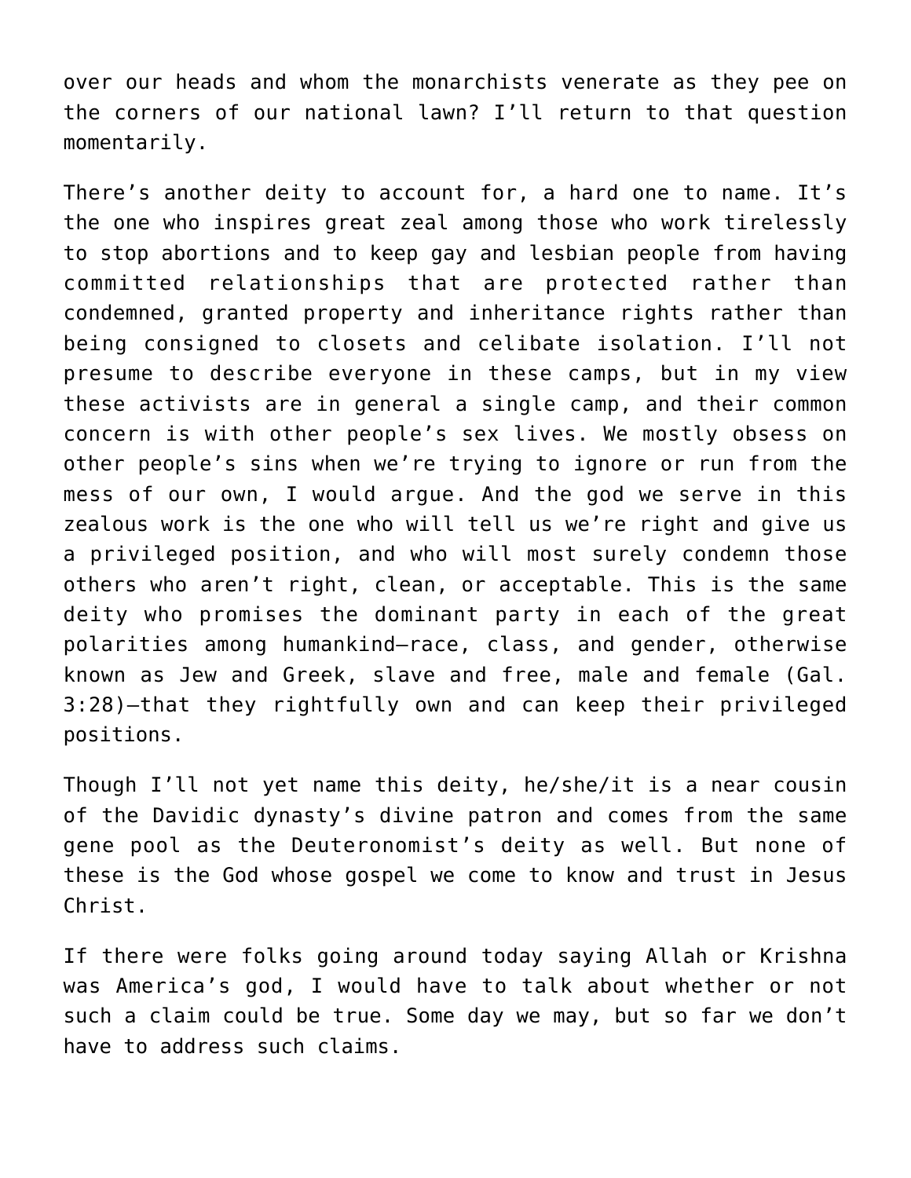over our heads and whom the monarchists venerate as they pee on the corners of our national lawn? I'll return to that question momentarily.

There's another deity to account for, a hard one to name. It's the one who inspires great zeal among those who work tirelessly to stop abortions and to keep gay and lesbian people from having committed relationships that are protected rather than condemned, granted property and inheritance rights rather than being consigned to closets and celibate isolation. I'll not presume to describe everyone in these camps, but in my view these activists are in general a single camp, and their common concern is with other people's sex lives. We mostly obsess on other people's sins when we're trying to ignore or run from the mess of our own, I would argue. And the god we serve in this zealous work is the one who will tell us we're right and give us a privileged position, and who will most surely condemn those others who aren't right, clean, or acceptable. This is the same deity who promises the dominant party in each of the great polarities among humankind—race, class, and gender, otherwise known as Jew and Greek, slave and free, male and female (Gal. 3:28)—that they rightfully own and can keep their privileged positions.

Though I'll not yet name this deity, he/she/it is a near cousin of the Davidic dynasty's divine patron and comes from the same gene pool as the Deuteronomist's deity as well. But none of these is the God whose gospel we come to know and trust in Jesus Christ.

If there were folks going around today saying Allah or Krishna was America's god, I would have to talk about whether or not such a claim could be true. Some day we may, but so far we don't have to address such claims.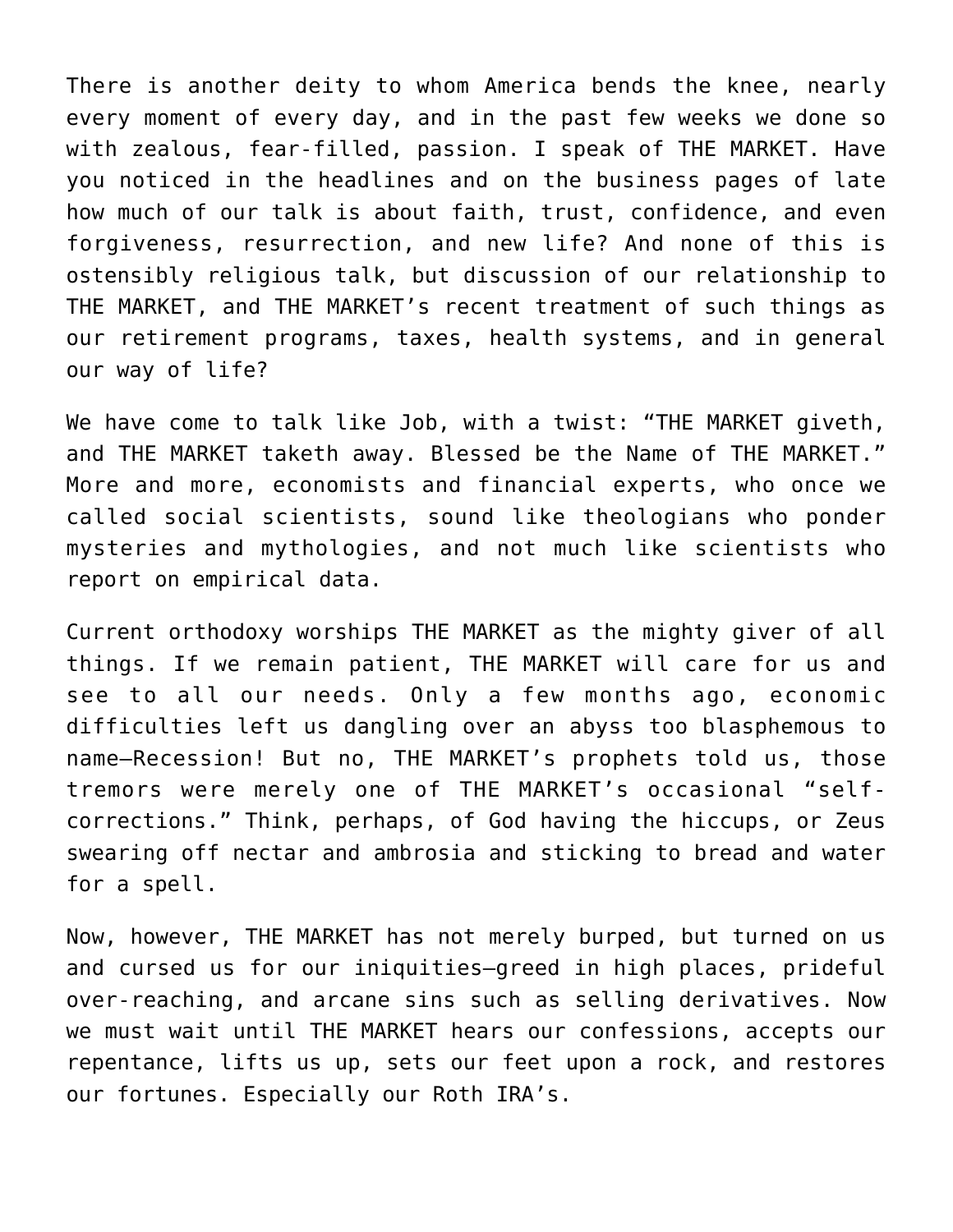There is another deity to whom America bends the knee, nearly every moment of every day, and in the past few weeks we done so with zealous, fear-filled, passion. I speak of THE MARKET. Have you noticed in the headlines and on the business pages of late how much of our talk is about faith, trust, confidence, and even forgiveness, resurrection, and new life? And none of this is ostensibly religious talk, but discussion of our relationship to THE MARKET, and THE MARKET's recent treatment of such things as our retirement programs, taxes, health systems, and in general our way of life?

We have come to talk like Job, with a twist: "THE MARKET giveth, and THE MARKET taketh away. Blessed be the Name of THE MARKET." More and more, economists and financial experts, who once we called social scientists, sound like theologians who ponder mysteries and mythologies, and not much like scientists who report on empirical data.

Current orthodoxy worships THE MARKET as the mighty giver of all things. If we remain patient, THE MARKET will care for us and see to all our needs. Only a few months ago, economic difficulties left us dangling over an abyss too blasphemous to name—Recession! But no, THE MARKET's prophets told us, those tremors were merely one of THE MARKET's occasional "self-corrections." Think, perhaps, of God having the hiccups, or Zeus swearing off nectar and ambrosia and sticking to bread and water for a spell.

Now, however, THE MARKET has not merely burped, but turned on us and cursed us for our iniquities—greed in high places, prideful over-reaching, and arcane sins such as selling derivatives. Now we must wait until THE MARKET hears our confessions, accepts our repentance, lifts us up, sets our feet upon a rock, and restores our fortunes. Especially our Roth IRA's.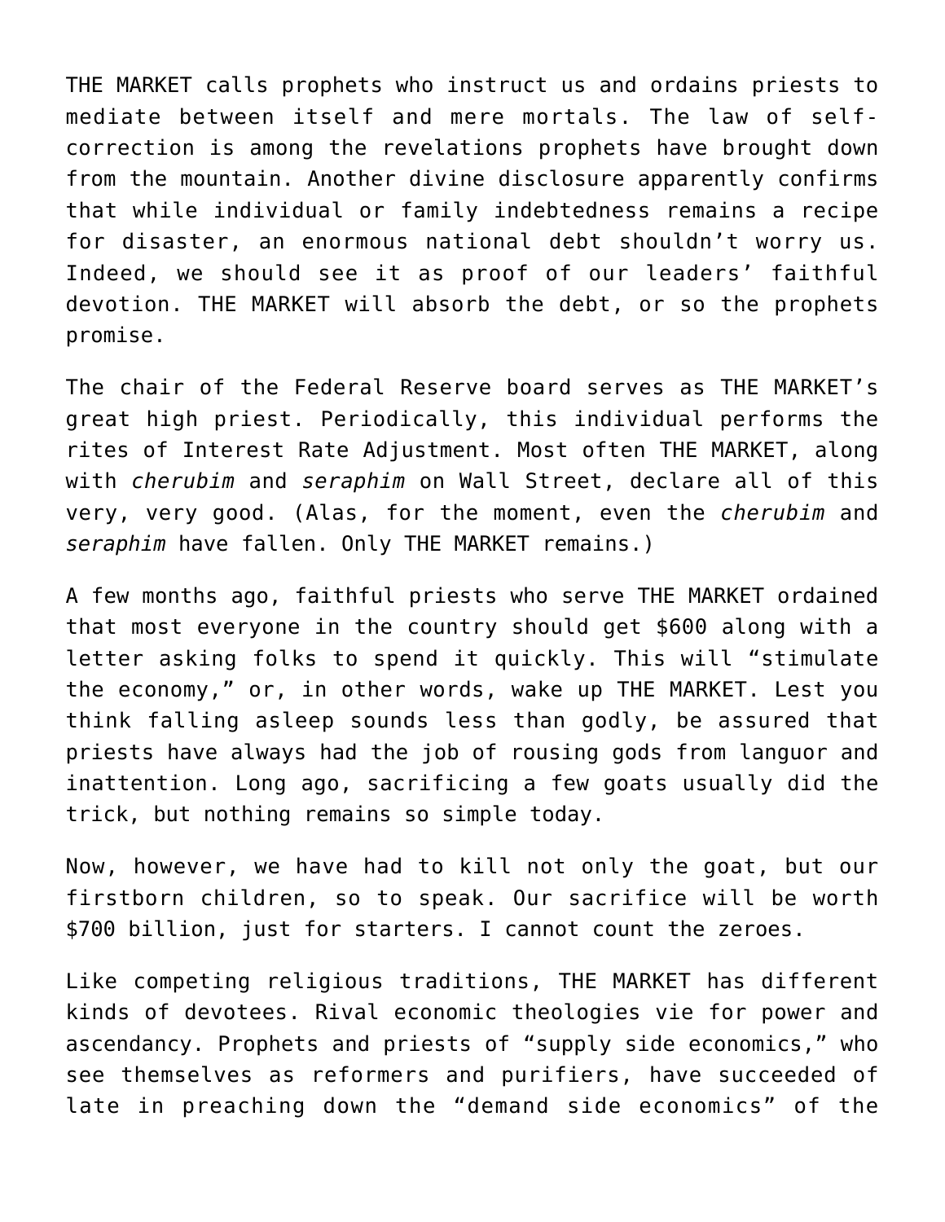THE MARKET calls prophets who instruct us and ordains priests to mediate between itself and mere mortals. The law of self-correction is among the revelations prophets have brought down from the mountain. Another divine disclosure apparently confirms that while individual or family indebtedness remains a recipe for disaster, an enormous national debt shouldn't worry us. Indeed, we should see it as proof of our leaders' faithful devotion. THE MARKET will absorb the debt, or so the prophets promise.

The chair of the Federal Reserve board serves as THE MARKET's great high priest. Periodically, this individual performs the rites of Interest Rate Adjustment. Most often THE MARKET, along with *cherubim* and *seraphim* on Wall Street, declare all of this very, very good. (Alas, for the moment, even the *cherubim* and *seraphim* have fallen. Only THE MARKET remains.)

A few months ago, faithful priests who serve THE MARKET ordained that most everyone in the country should get $600 along with a letter asking folks to spend it quickly. This will "stimulate the economy," or, in other words, wake up THE MARKET. Lest you think falling asleep sounds less than godly, be assured that priests have always had the job of rousing gods from languor and inattention. Long ago, sacrificing a few goats usually did the trick, but nothing remains so simple today.

Now, however, we have had to kill not only the goat, but our firstborn children, so to speak. Our sacrifice will be worth $700 billion, just for starters. I cannot count the zeroes.

Like competing religious traditions, THE MARKET has different kinds of devotees. Rival economic theologies vie for power and ascendancy. Prophets and priests of "supply side economics," who see themselves as reformers and purifiers, have succeeded of late in preaching down the "demand side economics" of the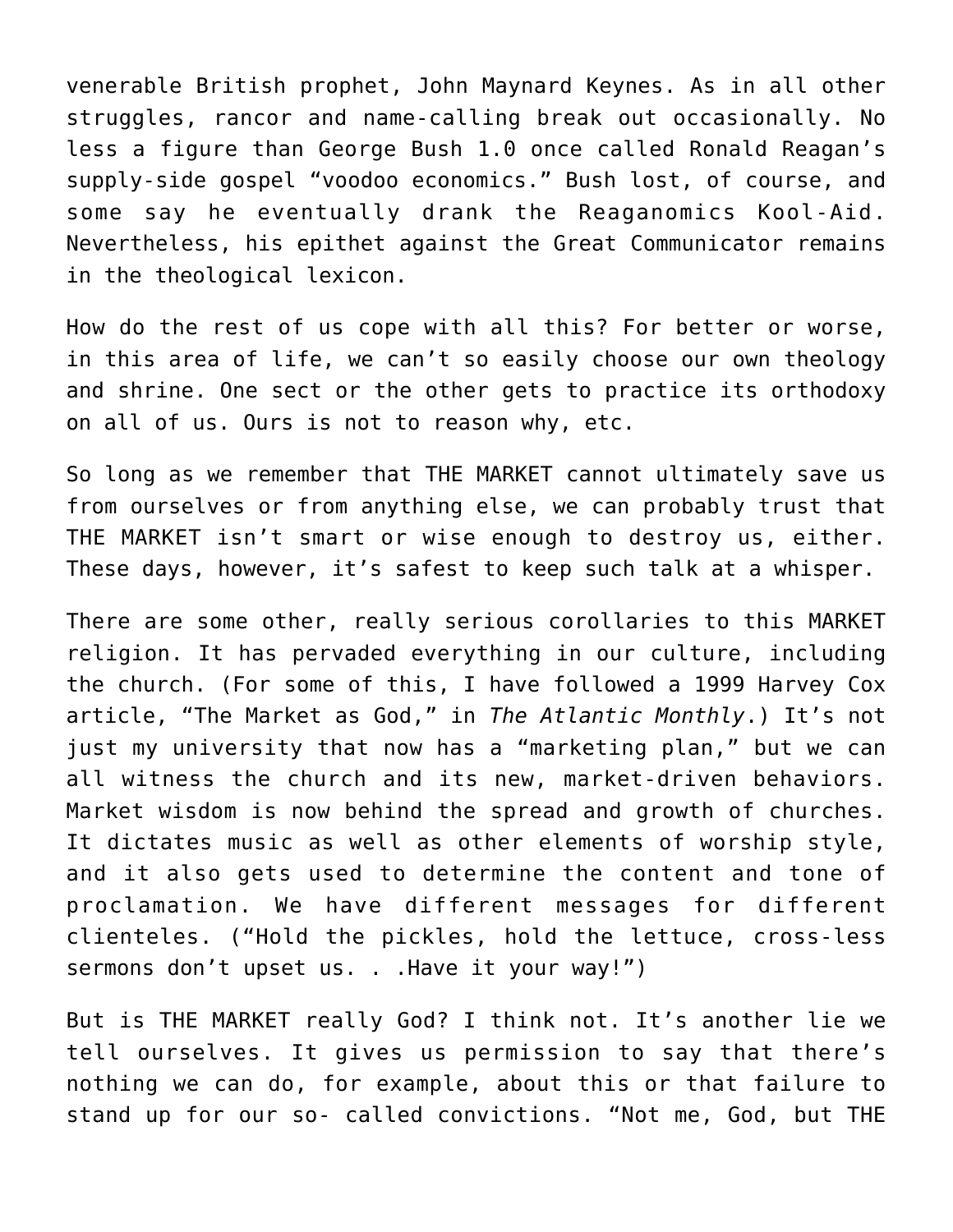venerable British prophet, John Maynard Keynes. As in all other struggles, rancor and name-calling break out occasionally. No less a figure than George Bush 1.0 once called Ronald Reagan's supply-side gospel "voodoo economics." Bush lost, of course, and some say he eventually drank the Reaganomics Kool-Aid. Nevertheless, his epithet against the Great Communicator remains in the theological lexicon.

How do the rest of us cope with all this? For better or worse, in this area of life, we can't so easily choose our own theology and shrine. One sect or the other gets to practice its orthodoxy on all of us. Ours is not to reason why, etc.

So long as we remember that THE MARKET cannot ultimately save us from ourselves or from anything else, we can probably trust that THE MARKET isn't smart or wise enough to destroy us, either. These days, however, it's safest to keep such talk at a whisper.

There are some other, really serious corollaries to this MARKET religion. It has pervaded everything in our culture, including the church. (For some of this, I have followed a 1999 Harvey Cox article, "The Market as God," in *The Atlantic Monthly*.) It's not just my university that now has a "marketing plan," but we can all witness the church and its new, market-driven behaviors. Market wisdom is now behind the spread and growth of churches. It dictates music as well as other elements of worship style, and it also gets used to determine the content and tone of proclamation. We have different messages for different clienteles. ("Hold the pickles, hold the lettuce, cross-less sermons don't upset us. . .Have it your way!")

But is THE MARKET really God? I think not. It's another lie we tell ourselves. It gives us permission to say that there's nothing we can do, for example, about this or that failure to stand up for our so- called convictions. "Not me, God, but THE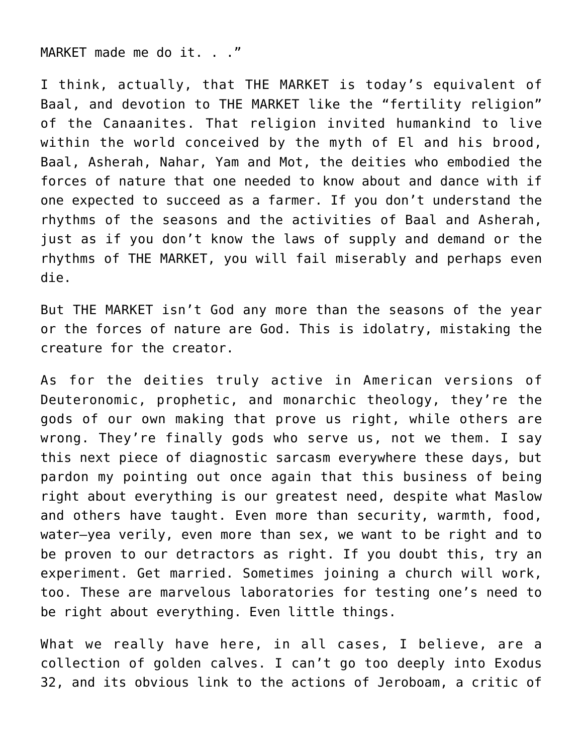MARKET made me do it. . .”

I think, actually, that THE MARKET is today’s equivalent of Baal, and devotion to THE MARKET like the “fertility religion” of the Canaanites. That religion invited humankind to live within the world conceived by the myth of El and his brood, Baal, Asherah, Nahar, Yam and Mot, the deities who embodied the forces of nature that one needed to know about and dance with if one expected to succeed as a farmer. If you don’t understand the rhythms of the seasons and the activities of Baal and Asherah, just as if you don’t know the laws of supply and demand or the rhythms of THE MARKET, you will fail miserably and perhaps even die.

But THE MARKET isn’t God any more than the seasons of the year or the forces of nature are God. This is idolatry, mistaking the creature for the creator.

As for the deities truly active in American versions of Deuteronomic, prophetic, and monarchic theology, they’re the gods of our own making that prove us right, while others are wrong. They’re finally gods who serve us, not we them. I say this next piece of diagnostic sarcasm everywhere these days, but pardon my pointing out once again that this business of being right about everything is our greatest need, despite what Maslow and others have taught. Even more than security, warmth, food, water—yea verily, even more than sex, we want to be right and to be proven to our detractors as right. If you doubt this, try an experiment. Get married. Sometimes joining a church will work, too. These are marvelous laboratories for testing one’s need to be right about everything. Even little things.

What we really have here, in all cases, I believe, are a collection of golden calves. I can’t go too deeply into Exodus 32, and its obvious link to the actions of Jeroboam, a critic of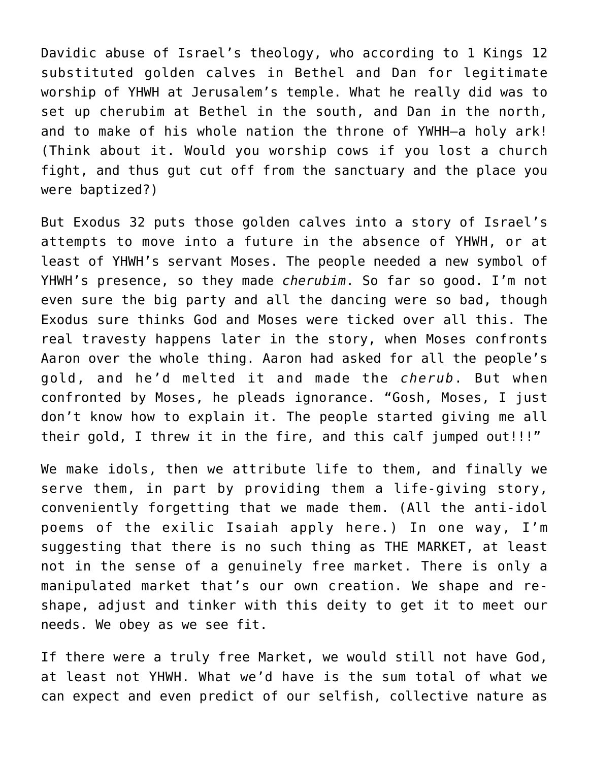Davidic abuse of Israel’s theology, who according to 1 Kings 12 substituted golden calves in Bethel and Dan for legitimate worship of YHWH at Jerusalem’s temple. What he really did was to set up cherubim at Bethel in the south, and Dan in the north, and to make of his whole nation the throne of YWHH—a holy ark! (Think about it. Would you worship cows if you lost a church fight, and thus gut cut off from the sanctuary and the place you were baptized?)

But Exodus 32 puts those golden calves into a story of Israel’s attempts to move into a future in the absence of YHWH, or at least of YHWH’s servant Moses. The people needed a new symbol of YHWH’s presence, so they made *cherubim*. So far so good. I’m not even sure the big party and all the dancing were so bad, though Exodus sure thinks God and Moses were ticked over all this. The real travesty happens later in the story, when Moses confronts Aaron over the whole thing. Aaron had asked for all the people’s gold, and he’d melted it and made the *cherub*. But when confronted by Moses, he pleads ignorance. “Gosh, Moses, I just don’t know how to explain it. The people started giving me all their gold, I threw it in the fire, and this calf jumped out!!!”

We make idols, then we attribute life to them, and finally we serve them, in part by providing them a life-giving story, conveniently forgetting that we made them. (All the anti-idol poems of the exilic Isaiah apply here.) In one way, I’m suggesting that there is no such thing as THE MARKET, at least not in the sense of a genuinely free market. There is only a manipulated market that’s our own creation. We shape and re-shape, adjust and tinker with this deity to get it to meet our needs. We obey as we see fit.

If there were a truly free Market, we would still not have God, at least not YHWH. What we’d have is the sum total of what we can expect and even predict of our selfish, collective nature as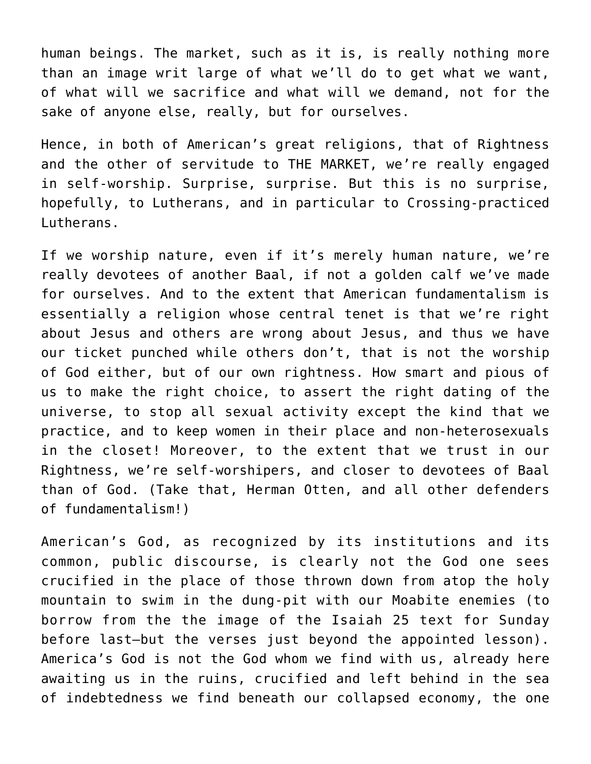human beings. The market, such as it is, is really nothing more than an image writ large of what we'll do to get what we want, of what will we sacrifice and what will we demand, not for the sake of anyone else, really, but for ourselves.

Hence, in both of American's great religions, that of Rightness and the other of servitude to THE MARKET, we're really engaged in self-worship. Surprise, surprise. But this is no surprise, hopefully, to Lutherans, and in particular to Crossing-practiced Lutherans.

If we worship nature, even if it's merely human nature, we're really devotees of another Baal, if not a golden calf we've made for ourselves. And to the extent that American fundamentalism is essentially a religion whose central tenet is that we're right about Jesus and others are wrong about Jesus, and thus we have our ticket punched while others don't, that is not the worship of God either, but of our own rightness. How smart and pious of us to make the right choice, to assert the right dating of the universe, to stop all sexual activity except the kind that we practice, and to keep women in their place and non-heterosexuals in the closet! Moreover, to the extent that we trust in our Rightness, we're self-worshipers, and closer to devotees of Baal than of God. (Take that, Herman Otten, and all other defenders of fundamentalism!)

American's God, as recognized by its institutions and its common, public discourse, is clearly not the God one sees crucified in the place of those thrown down from atop the holy mountain to swim in the dung-pit with our Moabite enemies (to borrow from the the image of the Isaiah 25 text for Sunday before last—but the verses just beyond the appointed lesson). America's God is not the God whom we find with us, already here awaiting us in the ruins, crucified and left behind in the sea of indebtedness we find beneath our collapsed economy, the one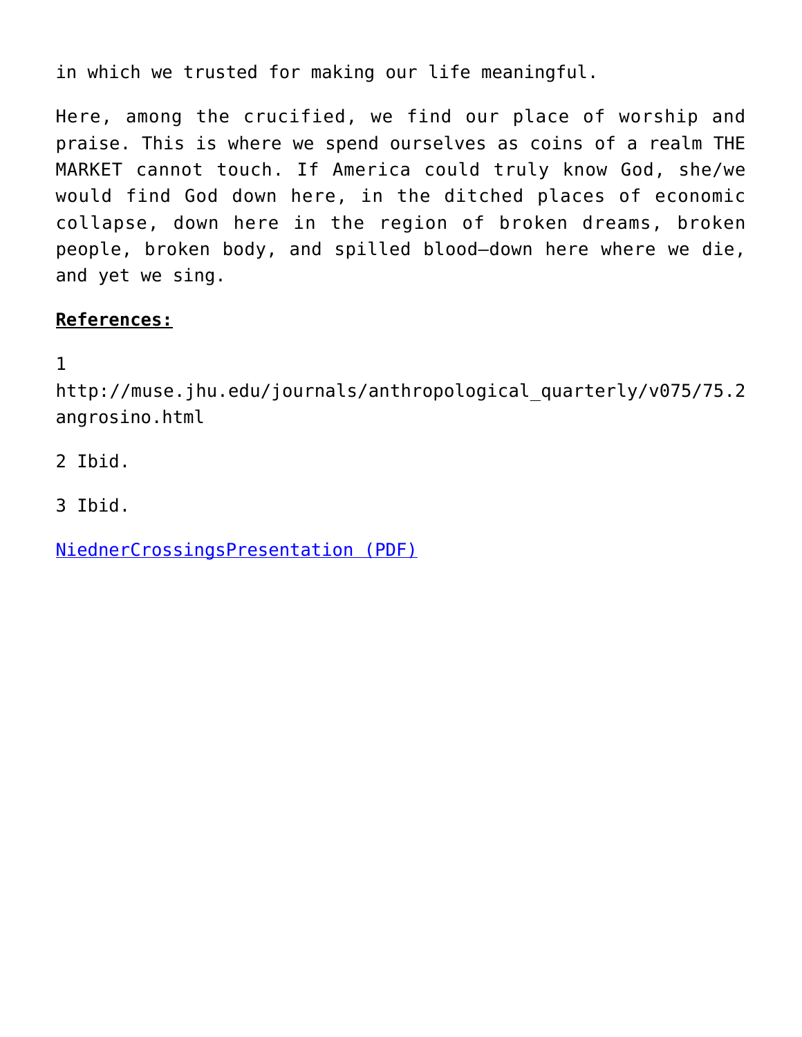in which we trusted for making our life meaningful.

Here, among the crucified, we find our place of worship and praise. This is where we spend ourselves as coins of a realm THE MARKET cannot touch. If America could truly know God, she/we would find God down here, in the ditched places of economic collapse, down here in the region of broken dreams, broken people, broken body, and spilled blood—down here where we die, and yet we sing.

**References:**

1 http://muse.jhu.edu/journals/anthropological_quarterly/v075/75.2angrosino.html

2 Ibid.

3 Ibid.

NiednerCrossingsPresentation (PDF)